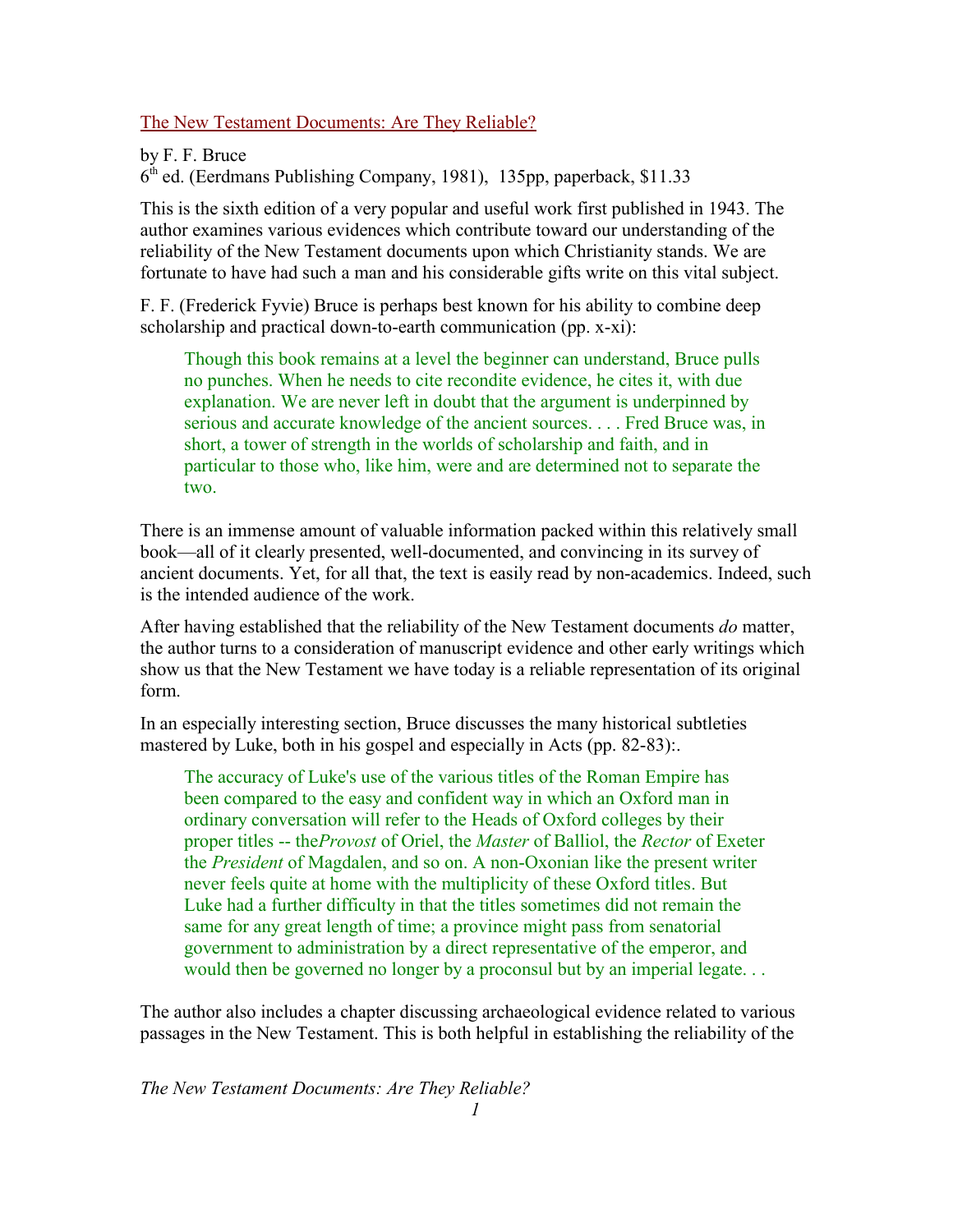The New Testament Documents: Are They Reliable?

by F. F. Bruce
6th ed. (Eerdmans Publishing Company, 1981), 135pp, paperback, $11.33

This is the sixth edition of a very popular and useful work first published in 1943. The author examines various evidences which contribute toward our understanding of the reliability of the New Testament documents upon which Christianity stands. We are fortunate to have had such a man and his considerable gifts write on this vital subject.

F. F. (Frederick Fyvie) Bruce is perhaps best known for his ability to combine deep scholarship and practical down-to-earth communication (pp. x-xi):

> Though this book remains at a level the beginner can understand, Bruce pulls no punches. When he needs to cite recondite evidence, he cites it, with due explanation. We are never left in doubt that the argument is underpinned by serious and accurate knowledge of the ancient sources. . . . Fred Bruce was, in short, a tower of strength in the worlds of scholarship and faith, and in particular to those who, like him, were and are determined not to separate the two.

There is an immense amount of valuable information packed within this relatively small book—all of it clearly presented, well-documented, and convincing in its survey of ancient documents. Yet, for all that, the text is easily read by non-academics. Indeed, such is the intended audience of the work.

After having established that the reliability of the New Testament documents *do* matter, the author turns to a consideration of manuscript evidence and other early writings which show us that the New Testament we have today is a reliable representation of its original form.

In an especially interesting section, Bruce discusses the many historical subtleties mastered by Luke, both in his gospel and especially in Acts (pp. 82-83):.

> The accuracy of Luke's use of the various titles of the Roman Empire has been compared to the easy and confident way in which an Oxford man in ordinary conversation will refer to the Heads of Oxford colleges by their proper titles -- the*Provost* of Oriel, the *Master* of Balliol, the *Rector* of Exeter the *President* of Magdalen, and so on. A non-Oxonian like the present writer never feels quite at home with the multiplicity of these Oxford titles. But Luke had a further difficulty in that the titles sometimes did not remain the same for any great length of time; a province might pass from senatorial government to administration by a direct representative of the emperor, and would then be governed no longer by a proconsul but by an imperial legate. . .

The author also includes a chapter discussing archaeological evidence related to various passages in the New Testament. This is both helpful in establishing the reliability of the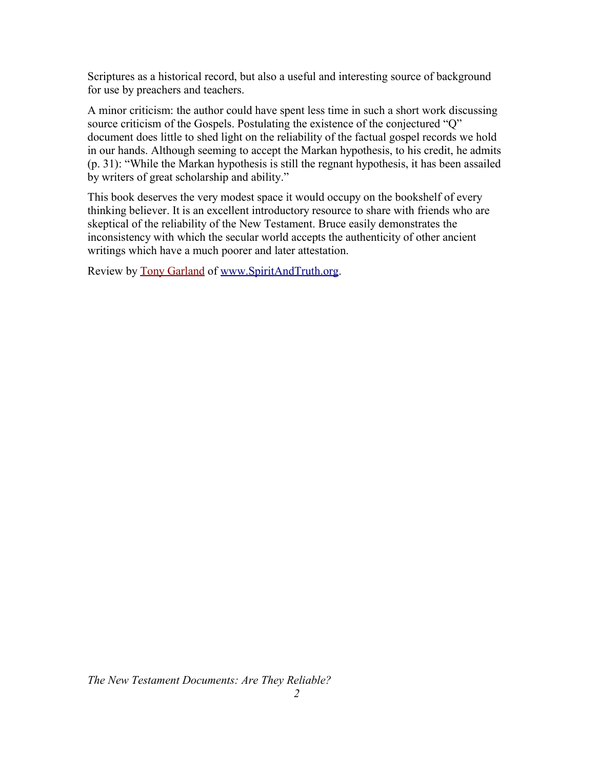Scriptures as a historical record, but also a useful and interesting source of background for use by preachers and teachers.

A minor criticism: the author could have spent less time in such a short work discussing source criticism of the Gospels. Postulating the existence of the conjectured "Q" document does little to shed light on the reliability of the factual gospel records we hold in our hands. Although seeming to accept the Markan hypothesis, to his credit, he admits (p. 31): "While the Markan hypothesis is still the regnant hypothesis, it has been assailed by writers of great scholarship and ability."

This book deserves the very modest space it would occupy on the bookshelf of every thinking believer. It is an excellent introductory resource to share with friends who are skeptical of the reliability of the New Testament. Bruce easily demonstrates the inconsistency with which the secular world accepts the authenticity of other ancient writings which have a much poorer and later attestation.

Review by Tony Garland of www.SpiritAndTruth.org.